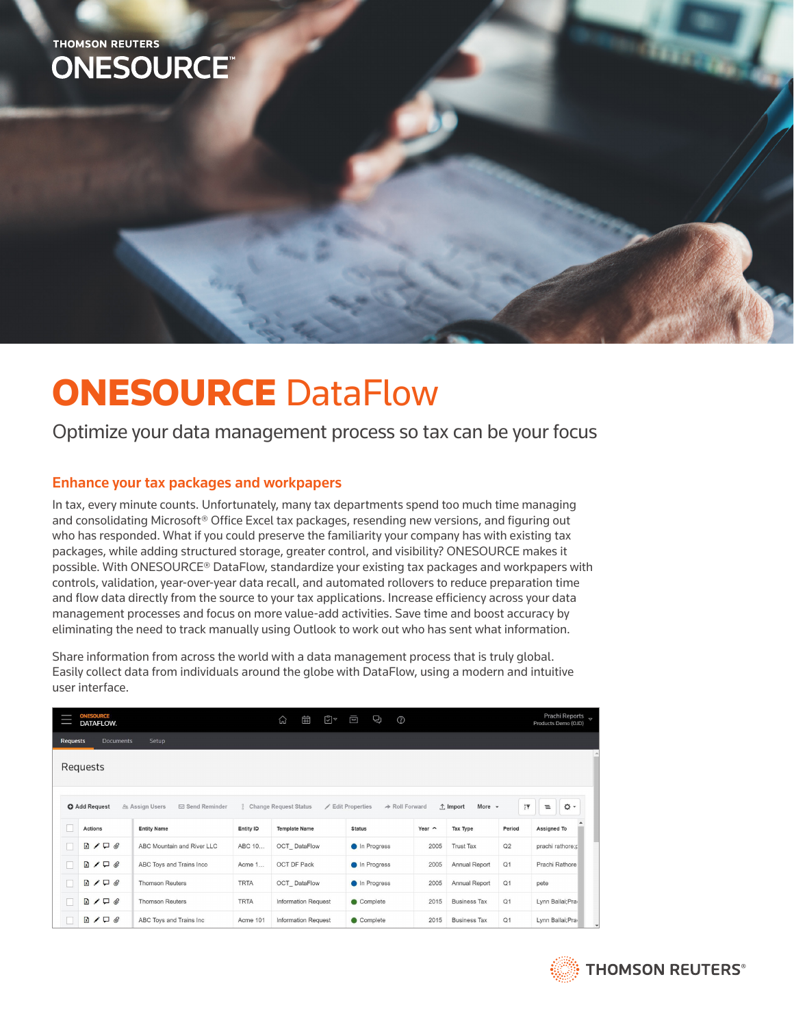THOMSON REUTERS

ONESOURCE™

# ONESOURCE DataFlow

## Optimize your data management process so tax can be your focus

### Enhance your tax packages and workpapers

In tax, every minute counts. Unfortunately, many tax departments spend too much time managing and consolidating Microsoft® Office Excel tax packages, resending new versions, and figuring out who has responded. What if you could preserve the familiarity your company has with existing tax packages, while adding structured storage, greater control, and visibility? ONESOURCE makes it possible. With ONESOURCE® DataFlow, standardize your existing tax packages and workpapers with controls, validation, year-over-year data recall, and automated rollovers to reduce preparation time and flow data directly from the source to your tax applications. Increase efficiency across your data management processes and focus on more value-add activities. Save time and boost accuracy by eliminating the need to track manually using Outlook to work out who has sent what information.

Share information from across the world with a data management process that is truly global. Easily collect data from individuals around the globe with DataFlow, using a modern and intuitive user interface.

THOMSON REUTERS®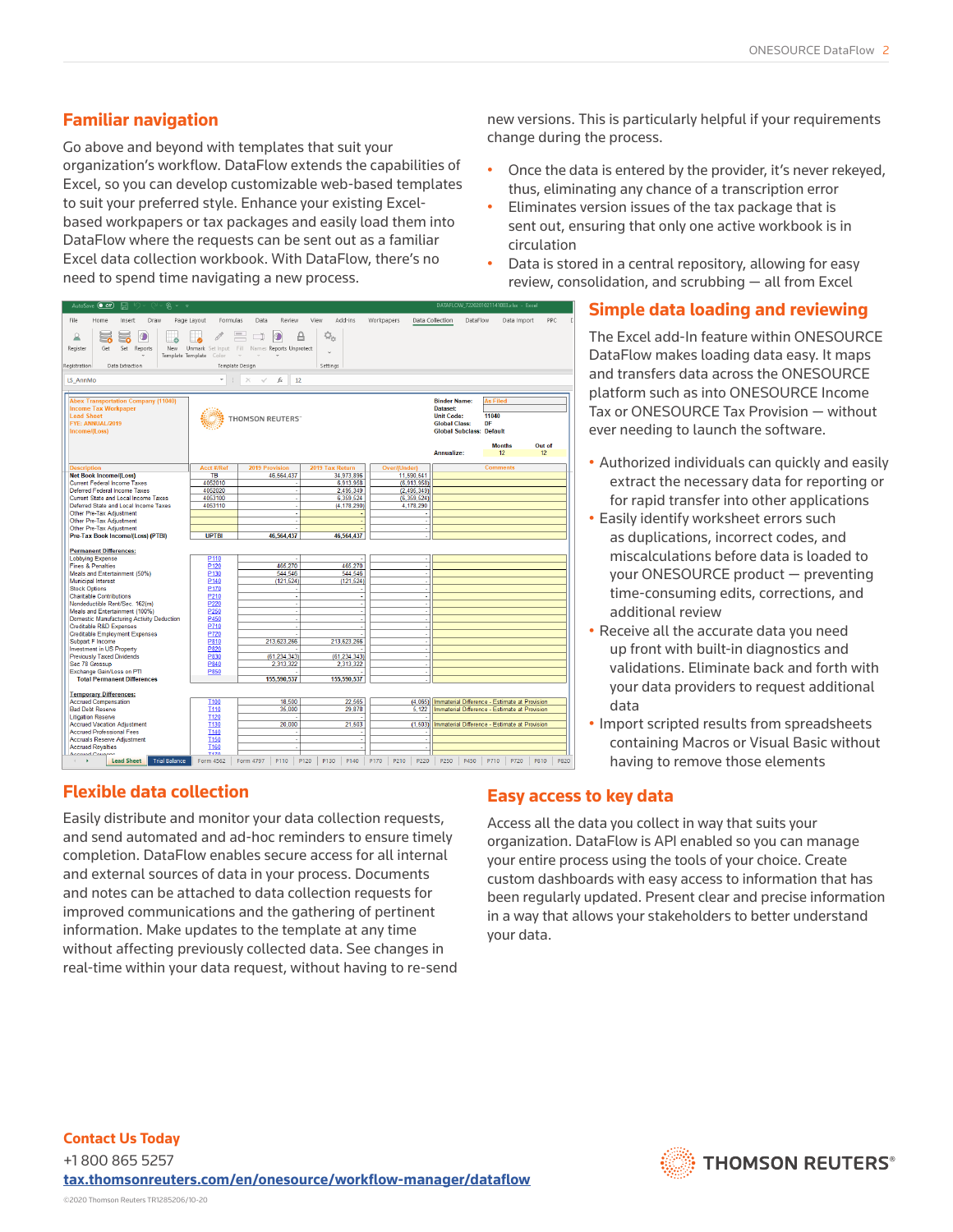## Familiar navigation

Go above and beyond with templates that suit your organization's workflow. DataFlow extends the capabilities of Excel, so you can develop customizable web-based templates to suit your preferred style. Enhance your existing Excel-based workpapers or tax packages and easily load them into DataFlow where the requests can be sent out as a familiar Excel data collection workbook. With DataFlow, there's no need to spend time navigating a new process.

## Flexible data collection

Easily distribute and monitor your data collection requests, and send automated and ad-hoc reminders to ensure timely completion. DataFlow enables secure access for all internal and external sources of data in your process. Documents and notes can be attached to data collection requests for improved communications and the gathering of pertinent information. Make updates to the template at any time without affecting previously collected data. See changes in real-time within your data request, without having to re-send new versions. This is particularly helpful if your requirements change during the process.

- Once the data is entered by the provider, it's never rekeyed, thus, eliminating any chance of a transcription error
- Eliminates version issues of the tax package that is sent out, ensuring that only one active workbook is in circulation
- Data is stored in a central repository, allowing for easy review, consolidation, and scrubbing — all from Excel

## Simple data loading and reviewing

The Excel add-In feature within ONESOURCE DataFlow makes loading data easy. It maps and transfers data across the ONESOURCE platform such as into ONESOURCE Income Tax or ONESOURCE Tax Provision — without ever needing to launch the software.

- Authorized individuals can quickly and easily extract the necessary data for reporting or for rapid transfer into other applications
- Easily identify worksheet errors such as duplications, incorrect codes, and miscalculations before data is loaded to your ONESOURCE product — preventing time-consuming edits, corrections, and additional review
- Receive all the accurate data you need up front with built-in diagnostics and validations. Eliminate back and forth with your data providers to request additional data
- Import scripted results from spreadsheets containing Macros or Visual Basic without having to remove those elements

## Easy access to key data

Access all the data you collect in way that suits your organization. DataFlow is API enabled so you can manage your entire process using the tools of your choice. Create custom dashboards with easy access to information that has been regularly updated. Present clear and precise information in a way that allows your stakeholders to better understand your data.

**Contact Us Today**

+1 800 865 5257

**tax.thomsonreuters.com/en/onesource/workflow-manager/dataflow**

THOMSON REUTERS®

©2020 Thomson Reuters TR1285206/10-20